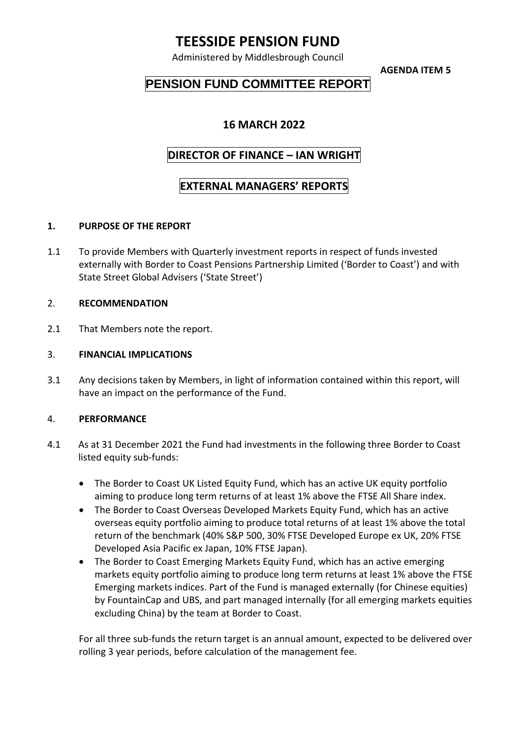# TEESSIDE PENSION FUND

Administered by Middlesbrough Council

**AGENDA ITEM 5**

## PENSION FUND COMMITTEE REPORT

### 16 MARCH 2022

### DIRECTOR OF FINANCE – IAN WRIGHT

### EXTERNAL MANAGERS' REPORTS

**1. PURPOSE OF THE REPORT**

1.1 To provide Members with Quarterly investment reports in respect of funds invested externally with Border to Coast Pensions Partnership Limited ('Border to Coast') and with State Street Global Advisers ('State Street')

2. **RECOMMENDATION**

2.1 That Members note the report.

3. **FINANCIAL IMPLICATIONS**

3.1 Any decisions taken by Members, in light of information contained within this report, will have an impact on the performance of the Fund.

4. **PERFORMANCE**

4.1 As at 31 December 2021 the Fund had investments in the following three Border to Coast listed equity sub-funds:

- The Border to Coast UK Listed Equity Fund, which has an active UK equity portfolio aiming to produce long term returns of at least 1% above the FTSE All Share index.
- The Border to Coast Overseas Developed Markets Equity Fund, which has an active overseas equity portfolio aiming to produce total returns of at least 1% above the total return of the benchmark (40% S&P 500, 30% FTSE Developed Europe ex UK, 20% FTSE Developed Asia Pacific ex Japan, 10% FTSE Japan).
- The Border to Coast Emerging Markets Equity Fund, which has an active emerging markets equity portfolio aiming to produce long term returns at least 1% above the FTSE Emerging markets indices. Part of the Fund is managed externally (for Chinese equities) by FountainCap and UBS, and part managed internally (for all emerging markets equities excluding China) by the team at Border to Coast.

For all three sub-funds the return target is an annual amount, expected to be delivered over rolling 3 year periods, before calculation of the management fee.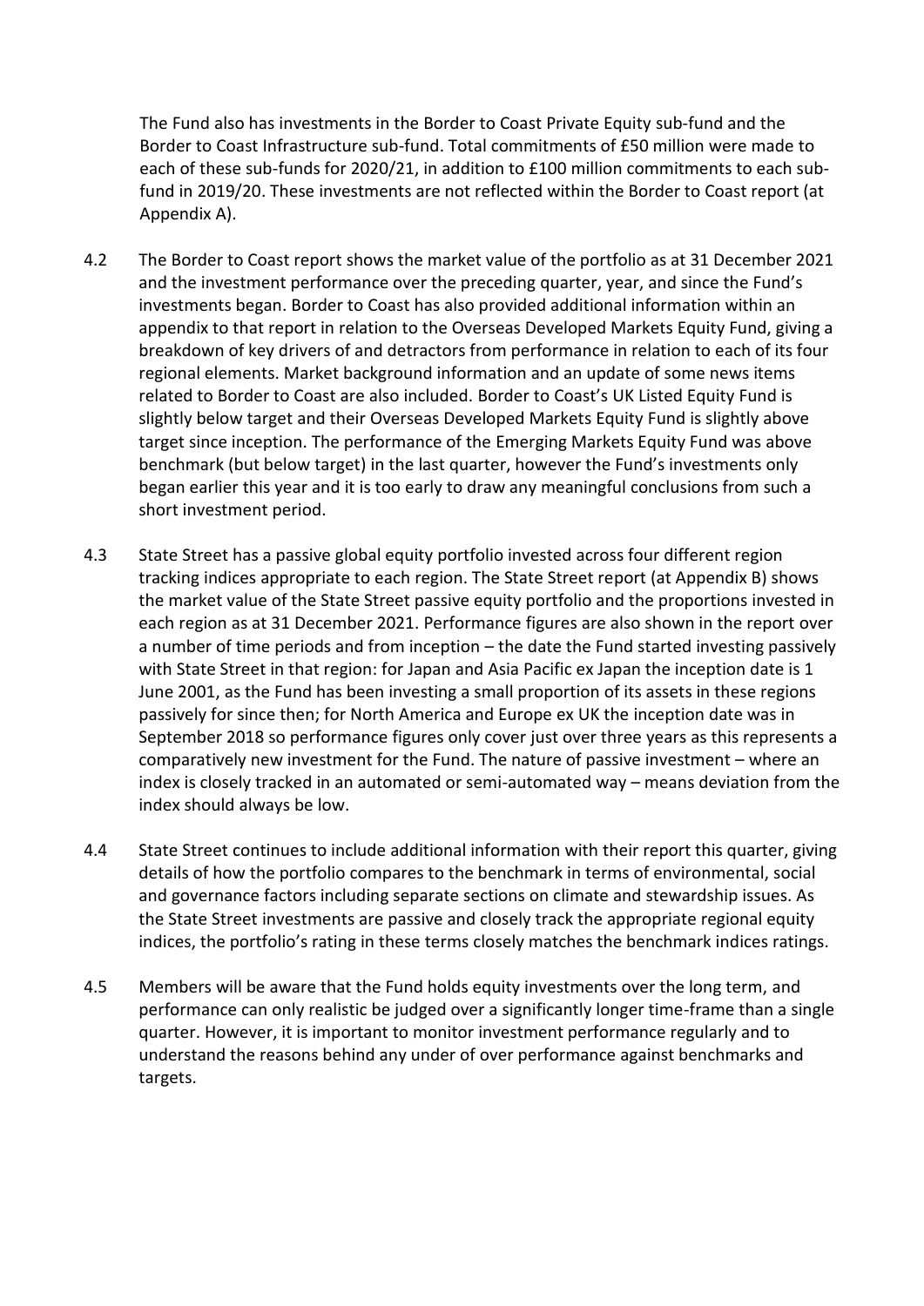The Fund also has investments in the Border to Coast Private Equity sub-fund and the Border to Coast Infrastructure sub-fund. Total commitments of £50 million were made to each of these sub-funds for 2020/21, in addition to £100 million commitments to each sub-fund in 2019/20. These investments are not reflected within the Border to Coast report (at Appendix A).

4.2 The Border to Coast report shows the market value of the portfolio as at 31 December 2021 and the investment performance over the preceding quarter, year, and since the Fund's investments began. Border to Coast has also provided additional information within an appendix to that report in relation to the Overseas Developed Markets Equity Fund, giving a breakdown of key drivers of and detractors from performance in relation to each of its four regional elements. Market background information and an update of some news items related to Border to Coast are also included. Border to Coast's UK Listed Equity Fund is slightly below target and their Overseas Developed Markets Equity Fund is slightly above target since inception. The performance of the Emerging Markets Equity Fund was above benchmark (but below target) in the last quarter, however the Fund's investments only began earlier this year and it is too early to draw any meaningful conclusions from such a short investment period.

4.3 State Street has a passive global equity portfolio invested across four different region tracking indices appropriate to each region. The State Street report (at Appendix B) shows the market value of the State Street passive equity portfolio and the proportions invested in each region as at 31 December 2021. Performance figures are also shown in the report over a number of time periods and from inception – the date the Fund started investing passively with State Street in that region: for Japan and Asia Pacific ex Japan the inception date is 1 June 2001, as the Fund has been investing a small proportion of its assets in these regions passively for since then; for North America and Europe ex UK the inception date was in September 2018 so performance figures only cover just over three years as this represents a comparatively new investment for the Fund. The nature of passive investment – where an index is closely tracked in an automated or semi-automated way – means deviation from the index should always be low.

4.4 State Street continues to include additional information with their report this quarter, giving details of how the portfolio compares to the benchmark in terms of environmental, social and governance factors including separate sections on climate and stewardship issues. As the State Street investments are passive and closely track the appropriate regional equity indices, the portfolio's rating in these terms closely matches the benchmark indices ratings.

4.5 Members will be aware that the Fund holds equity investments over the long term, and performance can only realistic be judged over a significantly longer time-frame than a single quarter. However, it is important to monitor investment performance regularly and to understand the reasons behind any under of over performance against benchmarks and targets.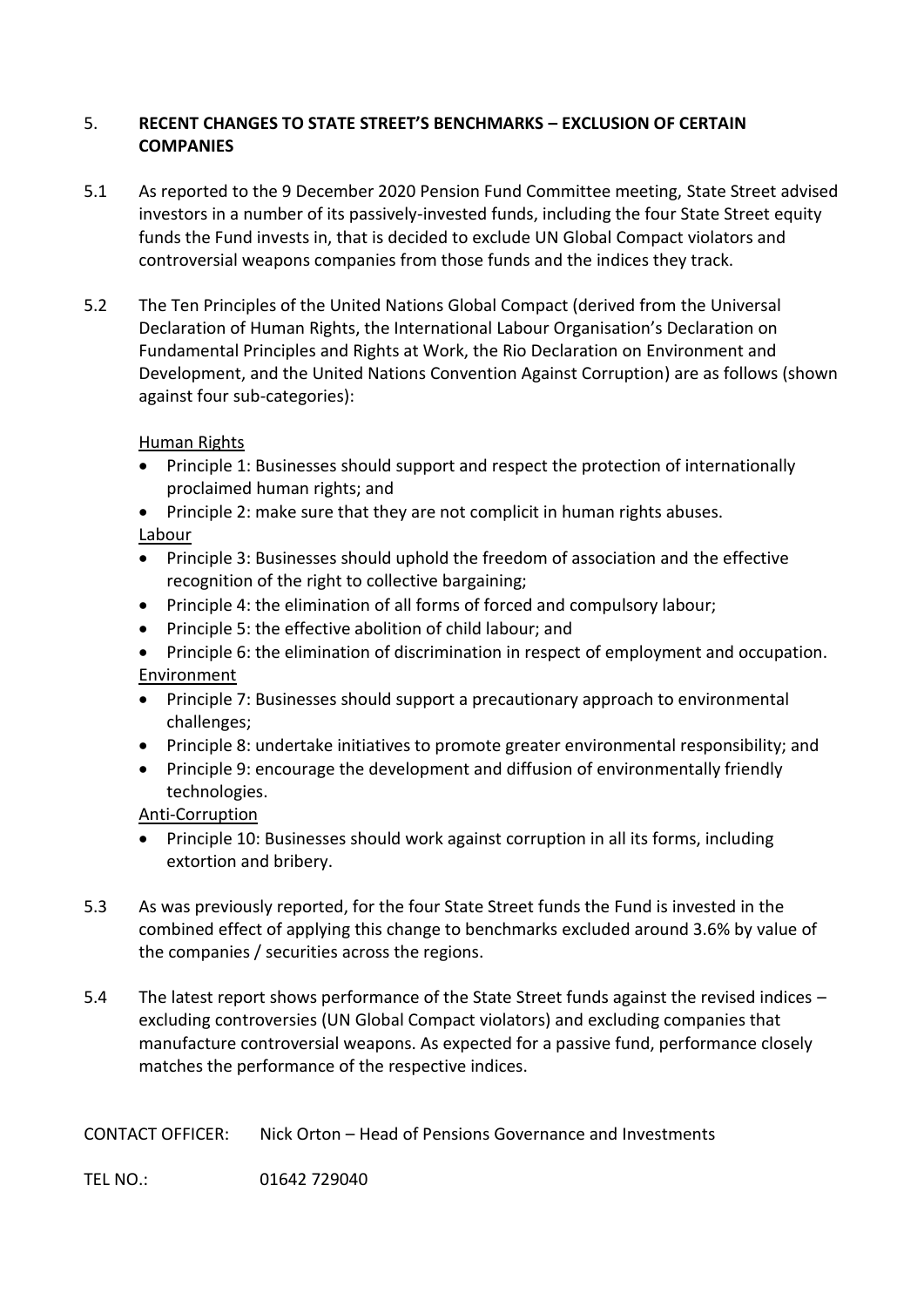## 5. RECENT CHANGES TO STATE STREET'S BENCHMARKS – EXCLUSION OF CERTAIN COMPANIES

5.1 As reported to the 9 December 2020 Pension Fund Committee meeting, State Street advised investors in a number of its passively-invested funds, including the four State Street equity funds the Fund invests in, that is decided to exclude UN Global Compact violators and controversial weapons companies from those funds and the indices they track.

5.2 The Ten Principles of the United Nations Global Compact (derived from the Universal Declaration of Human Rights, the International Labour Organisation's Declaration on Fundamental Principles and Rights at Work, the Rio Declaration on Environment and Development, and the United Nations Convention Against Corruption) are as follows (shown against four sub-categories):

<u>Human Rights</u>

- Principle 1: Businesses should support and respect the protection of internationally proclaimed human rights; and
- Principle 2: make sure that they are not complicit in human rights abuses.

<u>Labour</u>

- Principle 3: Businesses should uphold the freedom of association and the effective recognition of the right to collective bargaining;
- Principle 4: the elimination of all forms of forced and compulsory labour;
- Principle 5: the effective abolition of child labour; and
- Principle 6: the elimination of discrimination in respect of employment and occupation.

<u>Environment</u>

- Principle 7: Businesses should support a precautionary approach to environmental challenges;
- Principle 8: undertake initiatives to promote greater environmental responsibility; and
- Principle 9: encourage the development and diffusion of environmentally friendly technologies.

<u>Anti-Corruption</u>

- Principle 10: Businesses should work against corruption in all its forms, including extortion and bribery.

5.3 As was previously reported, for the four State Street funds the Fund is invested in the combined effect of applying this change to benchmarks excluded around 3.6% by value of the companies / securities across the regions.

5.4 The latest report shows performance of the State Street funds against the revised indices – excluding controversies (UN Global Compact violators) and excluding companies that manufacture controversial weapons. As expected for a passive fund, performance closely matches the performance of the respective indices.

CONTACT OFFICER: Nick Orton – Head of Pensions Governance and Investments

TEL NO.: 01642 729040